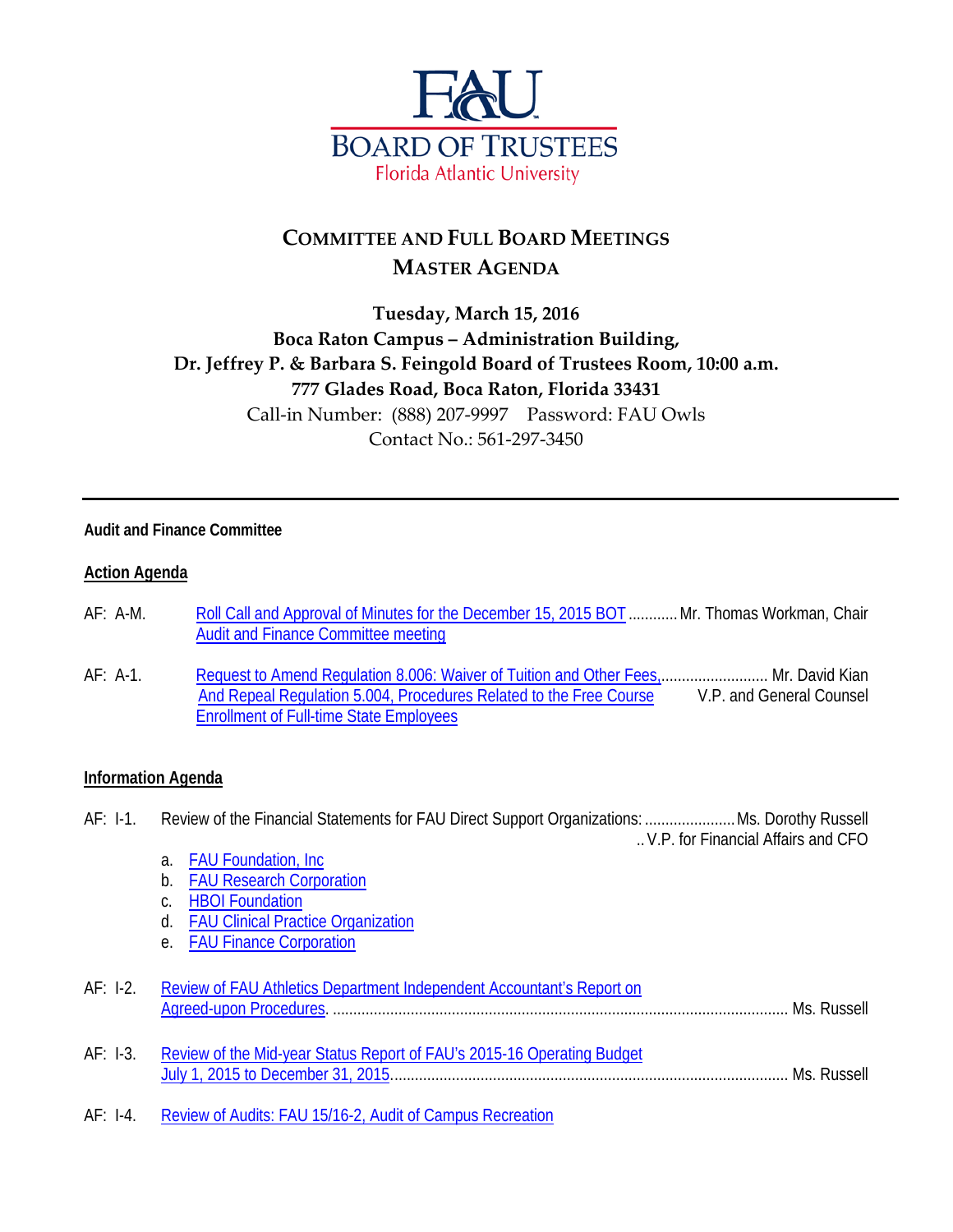# FAU BOARD OF TRUSTEES
Florida Atlantic University

## COMMITTEE AND FULL BOARD MEETINGS
## MASTER AGENDA

**Tuesday, March 15, 2016**
**Boca Raton Campus – Administration Building,**
**Dr. Jeffrey P. & Barbara S. Feingold Board of Trustees Room, 10:00 a.m.**
**777 Glades Road, Boca Raton, Florida 33431**
Call-in Number: (888) 207-9997 Password: FAU Owls
Contact No.: 561-297-3450

---

**Audit and Finance Committee**

**Action Agenda**

AF: A-M. Roll Call and Approval of Minutes for the December 15, 2015 BOT Audit and Finance Committee meeting ........... Mr. Thomas Workman, Chair

AF: A-1. Request to Amend Regulation 8.006: Waiver of Tuition and Other Fees, And Repeal Regulation 5.004, Procedures Related to the Free Course Enrollment of Full-time State Employees .......................... Mr. David Kian, V.P. and General Counsel

**Information Agenda**

AF: I-1. Review of the Financial Statements for FAU Direct Support Organizations: ...................... Ms. Dorothy Russell, V.P. for Financial Affairs and CFO

a. FAU Foundation, Inc
b. FAU Research Corporation
c. HBOI Foundation
d. FAU Clinical Practice Organization
e. FAU Finance Corporation

AF: I-2. Review of FAU Athletics Department Independent Accountant's Report on Agreed-upon Procedures. .............................................................................................................. Ms. Russell

AF: I-3. Review of the Mid-year Status Report of FAU's 2015-16 Operating Budget July 1, 2015 to December 31, 2015................................................................................................ Ms. Russell

AF: I-4. Review of Audits: FAU 15/16-2, Audit of Campus Recreation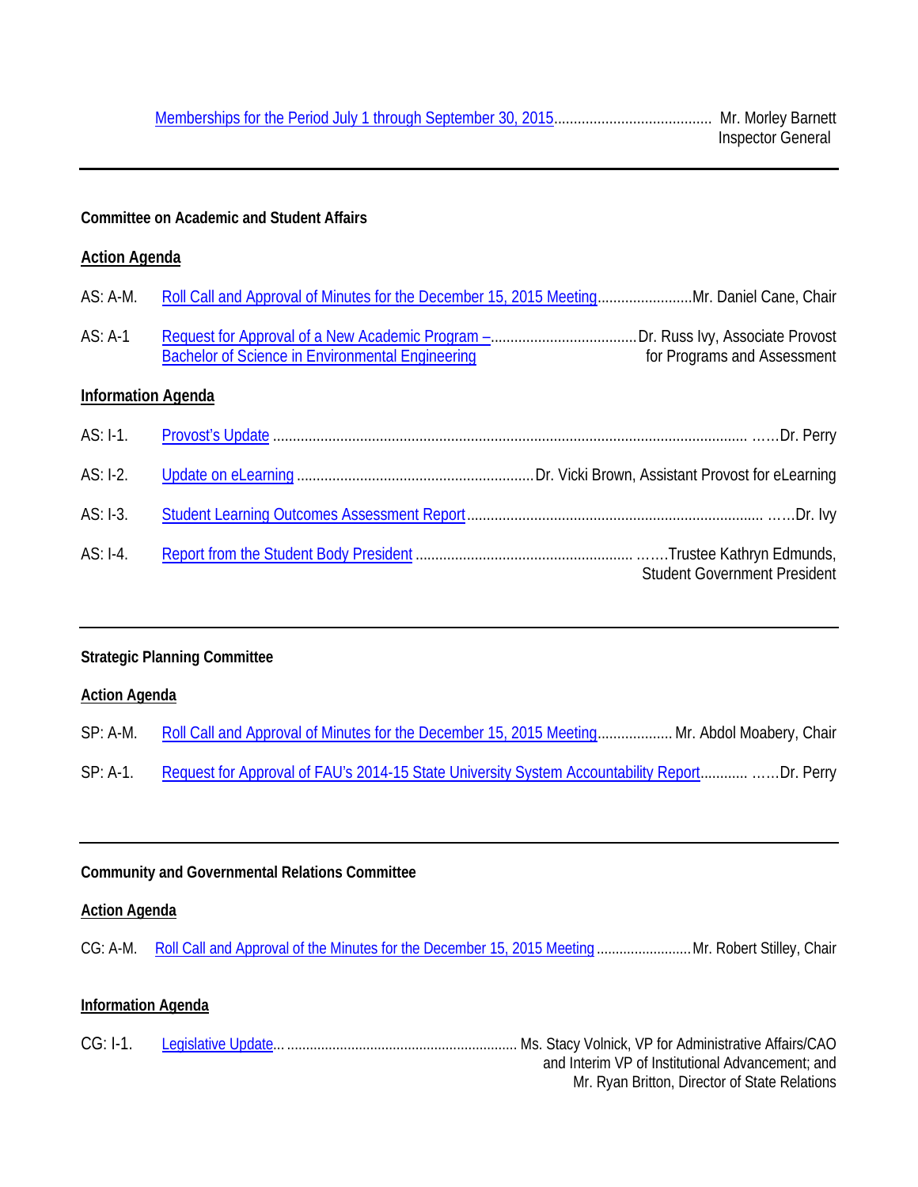Memberships for the Period July 1 through September 30, 2015........................................ Mr. Morley Barnett
Inspector General

---

**Committee on Academic and Student Affairs**

**Action Agenda**

AS: A-M. Roll Call and Approval of Minutes for the December 15, 2015 Meeting........................Mr. Daniel Cane, Chair

AS: A-1 Request for Approval of a New Academic Program –.....................................Dr. Russ Ivy, Associate Provost
Bachelor of Science in Environmental Engineering for Programs and Assessment

**Information Agenda**

AS: I-1. Provost's Update ........................................................................................................................ ……Dr. Perry

AS: I-2. Update on eLearning ............................................................Dr. Vicki Brown, Assistant Provost for eLearning

AS: I-3. Student Learning Outcomes Assessment Report.......................................................................... ……Dr. Ivy

AS: I-4. Report from the Student Body President ....................................................... …….Trustee Kathryn Edmunds,
Student Government President

---

**Strategic Planning Committee**

**Action Agenda**

SP: A-M. Roll Call and Approval of Minutes for the December 15, 2015 Meeting................... Mr. Abdol Moabery, Chair

SP: A-1. Request for Approval of FAU's 2014-15 State University System Accountability Report............ ……Dr. Perry

---

**Community and Governmental Relations Committee**

**Action Agenda**

CG: A-M. Roll Call and Approval of the Minutes for the December 15, 2015 Meeting .........................Mr. Robert Stilley, Chair

**Information Agenda**

CG: I-1. Legislative Update... ............................................................ Ms. Stacy Volnick, VP for Administrative Affairs/CAO
and Interim VP of Institutional Advancement; and
Mr. Ryan Britton, Director of State Relations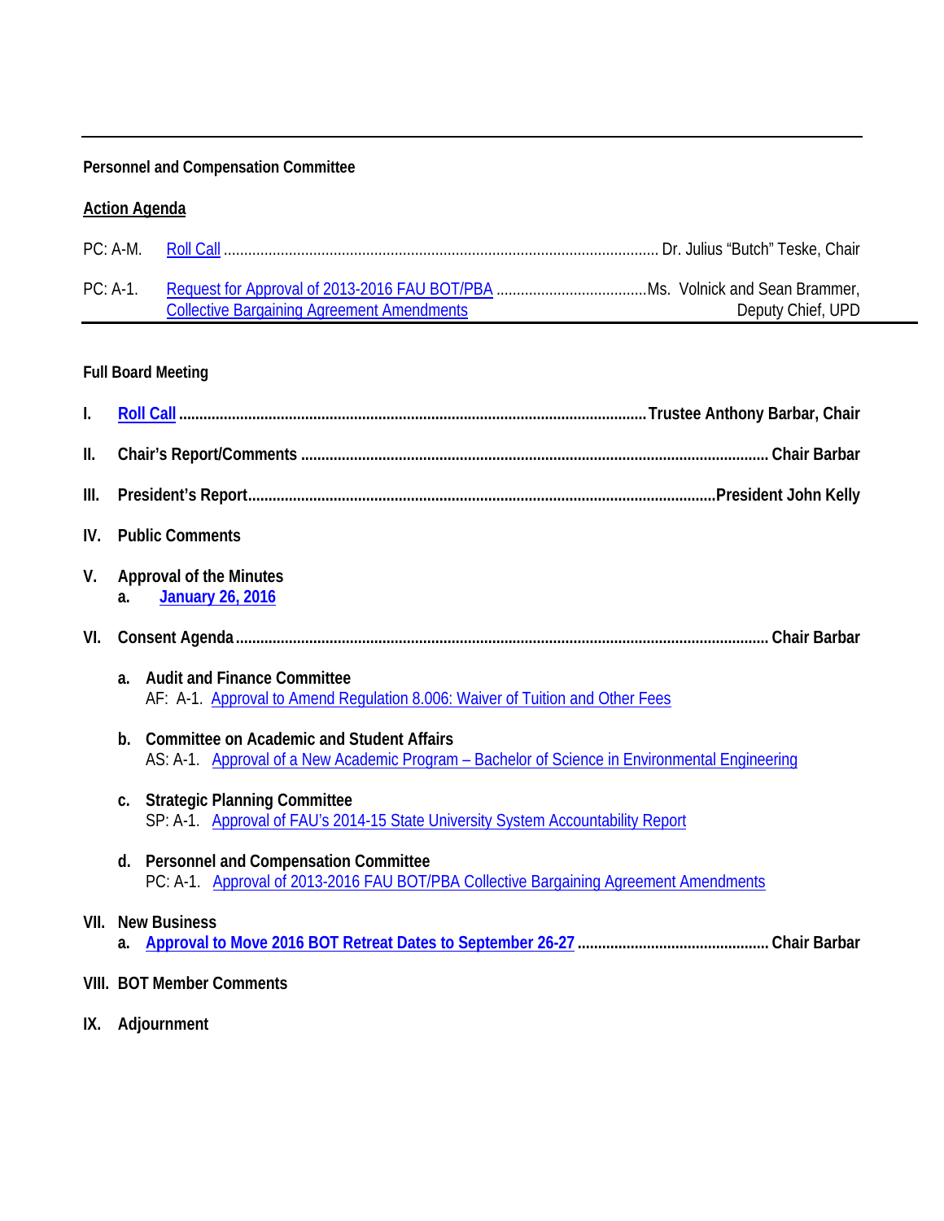**Personnel and Compensation Committee**

**Action Agenda**

PC: A-M. Roll Call .......................................................................................................... Dr. Julius "Butch" Teske, Chair

PC: A-1. Request for Approval of 2013-2016 FAU BOT/PBA Collective Bargaining Agreement Amendments ..................................... Ms. Volnick and Sean Brammer, Deputy Chief, UPD

---

**Full Board Meeting**

**I. Roll Call** ................................................................................................................. **Trustee Anthony Barbar, Chair**

**II. Chair's Report/Comments** ................................................................................................................. **Chair Barbar**

**III. President's Report** ................................................................................................................. **President John Kelly**

**IV. Public Comments**

**V. Approval of the Minutes**

**a. January 26, 2016**

**VI. Consent Agenda** ................................................................................................................. **Chair Barbar**

**a. Audit and Finance Committee**
AF: A-1. Approval to Amend Regulation 8.006: Waiver of Tuition and Other Fees

**b. Committee on Academic and Student Affairs**
AS: A-1. Approval of a New Academic Program – Bachelor of Science in Environmental Engineering

**c. Strategic Planning Committee**
SP: A-1. Approval of FAU's 2014-15 State University System Accountability Report

**d. Personnel and Compensation Committee**
PC: A-1. Approval of 2013-2016 FAU BOT/PBA Collective Bargaining Agreement Amendments

**VII. New Business**

**a. Approval to Move 2016 BOT Retreat Dates to September 26-27** ............................................. **Chair Barbar**

**VIII. BOT Member Comments**

**IX. Adjournment**